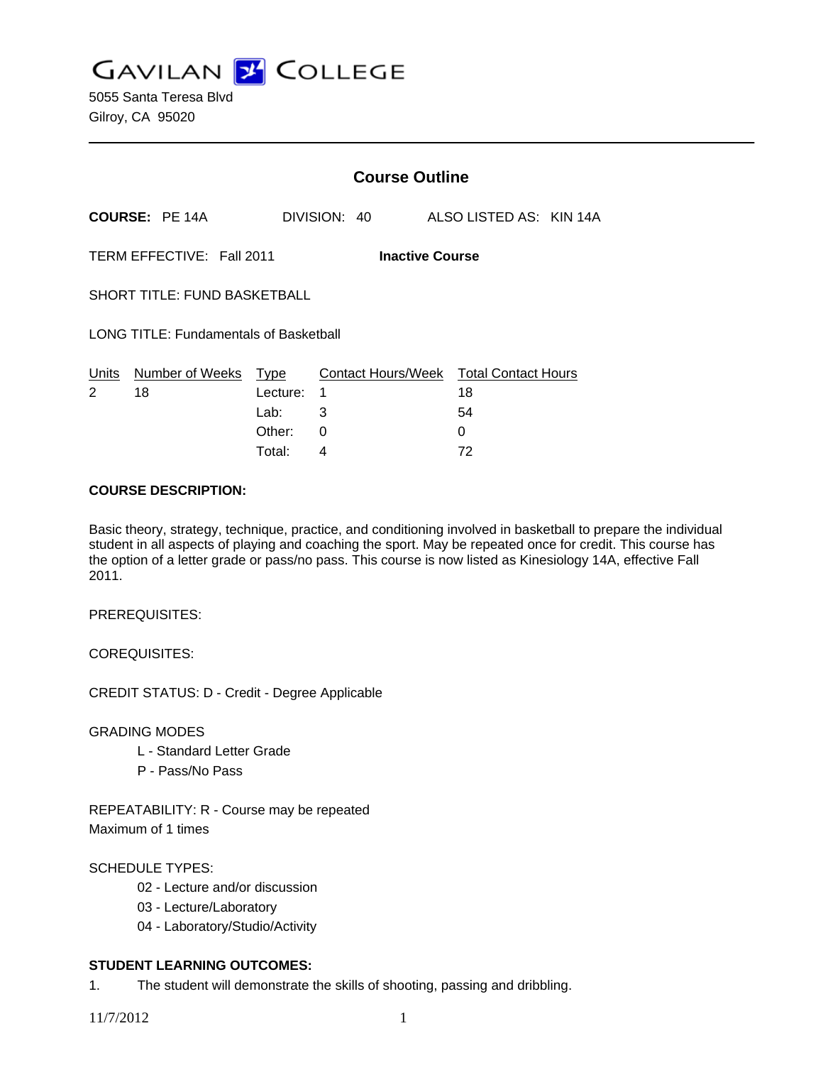# GAVILAN COLLEGE

5055 Santa Teresa Blvd
Gilroy, CA 95020

---

## Course Outline

**COURSE:** PE 14A DIVISION: 40 ALSO LISTED AS: KIN 14A

TERM EFFECTIVE: Fall 2011 **Inactive Course**

SHORT TITLE: FUND BASKETBALL

LONG TITLE: Fundamentals of Basketball

| Units | Number of Weeks | Type | Contact Hours/Week | Total Contact Hours |
|---|---|---|---|---|
| 2 | 18 | Lecture: | 1 | 18 |
| | | Lab: | 3 | 54 |
| | | Other: | 0 | 0 |
| | | Total: | 4 | 72 |

**COURSE DESCRIPTION:**

Basic theory, strategy, technique, practice, and conditioning involved in basketball to prepare the individual student in all aspects of playing and coaching the sport. May be repeated once for credit. This course has the option of a letter grade or pass/no pass. This course is now listed as Kinesiology 14A, effective Fall 2011.

PREREQUISITES:

COREQUISITES:

CREDIT STATUS: D - Credit - Degree Applicable

GRADING MODES

- L - Standard Letter Grade
- P - Pass/No Pass

REPEATABILITY: R - Course may be repeated
Maximum of 1 times

SCHEDULE TYPES:

- 02 - Lecture and/or discussion
- 03 - Lecture/Laboratory
- 04 - Laboratory/Studio/Activity

**STUDENT LEARNING OUTCOMES:**

1. The student will demonstrate the skills of shooting, passing and dribbling.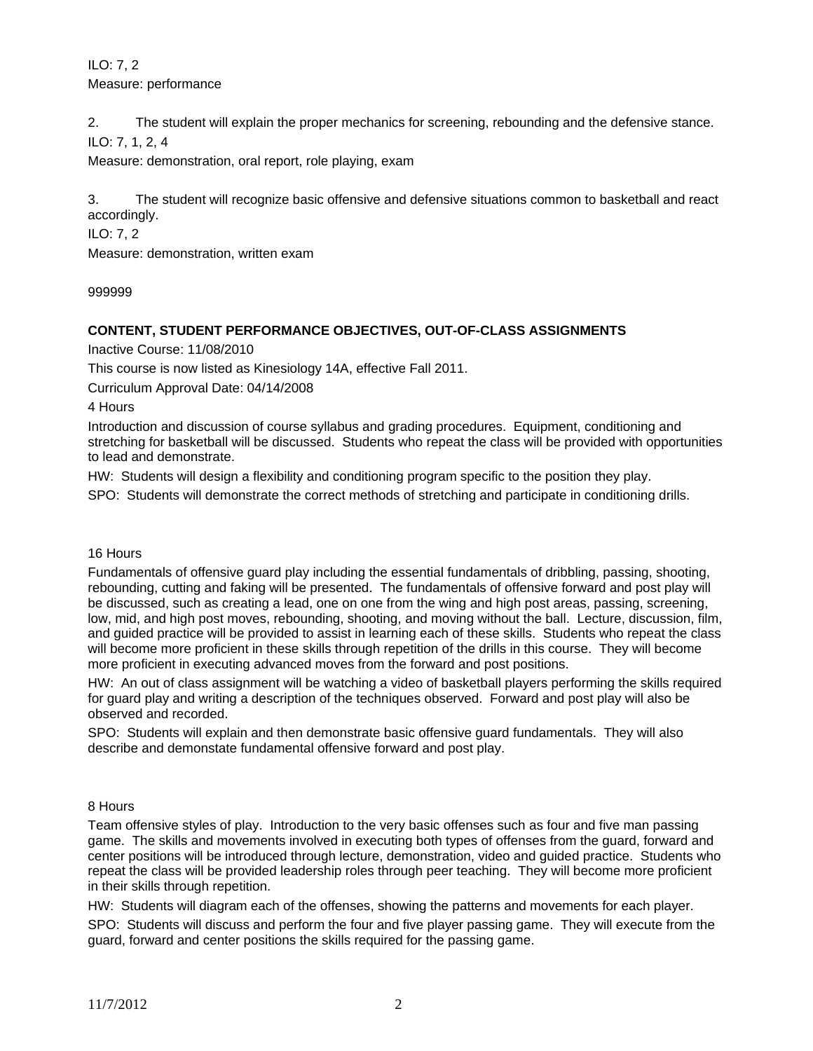ILO: 7, 2

Measure: performance

2. The student will explain the proper mechanics for screening, rebounding and the defensive stance.

ILO: 7, 1, 2, 4

Measure: demonstration, oral report, role playing, exam

3. The student will recognize basic offensive and defensive situations common to basketball and react accordingly.

ILO: 7, 2

Measure: demonstration, written exam

999999

**CONTENT, STUDENT PERFORMANCE OBJECTIVES, OUT-OF-CLASS ASSIGNMENTS**

Inactive Course: 11/08/2010

This course is now listed as Kinesiology 14A, effective Fall 2011.

Curriculum Approval Date: 04/14/2008

4 Hours

Introduction and discussion of course syllabus and grading procedures. Equipment, conditioning and stretching for basketball will be discussed. Students who repeat the class will be provided with opportunities to lead and demonstrate.

HW: Students will design a flexibility and conditioning program specific to the position they play.

SPO: Students will demonstrate the correct methods of stretching and participate in conditioning drills.

16 Hours

Fundamentals of offensive guard play including the essential fundamentals of dribbling, passing, shooting, rebounding, cutting and faking will be presented. The fundamentals of offensive forward and post play will be discussed, such as creating a lead, one on one from the wing and high post areas, passing, screening, low, mid, and high post moves, rebounding, shooting, and moving without the ball. Lecture, discussion, film, and guided practice will be provided to assist in learning each of these skills. Students who repeat the class will become more proficient in these skills through repetition of the drills in this course. They will become more proficient in executing advanced moves from the forward and post positions.

HW: An out of class assignment will be watching a video of basketball players performing the skills required for guard play and writing a description of the techniques observed. Forward and post play will also be observed and recorded.

SPO: Students will explain and then demonstrate basic offensive guard fundamentals. They will also describe and demonstate fundamental offensive forward and post play.

8 Hours

Team offensive styles of play. Introduction to the very basic offenses such as four and five man passing game. The skills and movements involved in executing both types of offenses from the guard, forward and center positions will be introduced through lecture, demonstration, video and guided practice. Students who repeat the class will be provided leadership roles through peer teaching. They will become more proficient in their skills through repetition.

HW: Students will diagram each of the offenses, showing the patterns and movements for each player.

SPO: Students will discuss and perform the four and five player passing game. They will execute from the guard, forward and center positions the skills required for the passing game.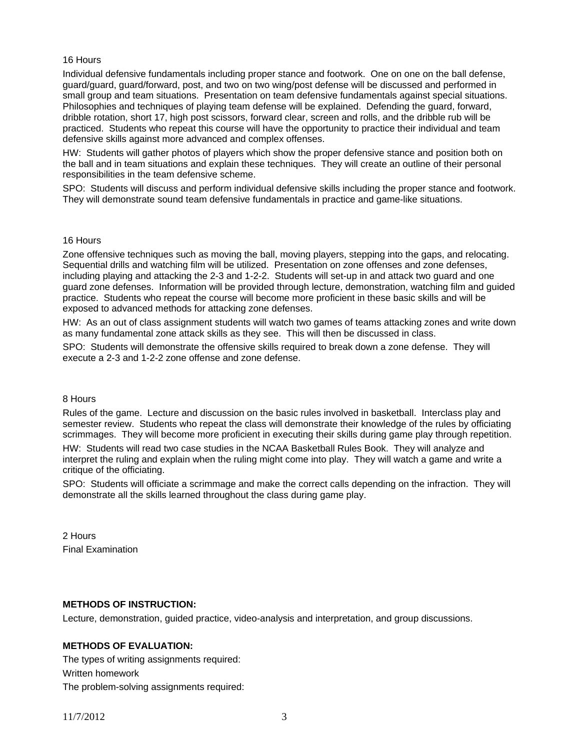16 Hours

Individual defensive fundamentals including proper stance and footwork. One on one on the ball defense, guard/guard, guard/forward, post, and two on two wing/post defense will be discussed and performed in small group and team situations. Presentation on team defensive fundamentals against special situations. Philosophies and techniques of playing team defense will be explained. Defending the guard, forward, dribble rotation, short 17, high post scissors, forward clear, screen and rolls, and the dribble rub will be practiced. Students who repeat this course will have the opportunity to practice their individual and team defensive skills against more advanced and complex offenses.

HW: Students will gather photos of players which show the proper defensive stance and position both on the ball and in team situations and explain these techniques. They will create an outline of their personal responsibilities in the team defensive scheme.

SPO: Students will discuss and perform individual defensive skills including the proper stance and footwork. They will demonstrate sound team defensive fundamentals in practice and game-like situations.

16 Hours

Zone offensive techniques such as moving the ball, moving players, stepping into the gaps, and relocating. Sequential drills and watching film will be utilized. Presentation on zone offenses and zone defenses, including playing and attacking the 2-3 and 1-2-2. Students will set-up in and attack two guard and one guard zone defenses. Information will be provided through lecture, demonstration, watching film and guided practice. Students who repeat the course will become more proficient in these basic skills and will be exposed to advanced methods for attacking zone defenses.

HW: As an out of class assignment students will watch two games of teams attacking zones and write down as many fundamental zone attack skills as they see. This will then be discussed in class.

SPO: Students will demonstrate the offensive skills required to break down a zone defense. They will execute a 2-3 and 1-2-2 zone offense and zone defense.

8 Hours

Rules of the game. Lecture and discussion on the basic rules involved in basketball. Interclass play and semester review. Students who repeat the class will demonstrate their knowledge of the rules by officiating scrimmages. They will become more proficient in executing their skills during game play through repetition.

HW: Students will read two case studies in the NCAA Basketball Rules Book. They will analyze and interpret the ruling and explain when the ruling might come into play. They will watch a game and write a critique of the officiating.

SPO: Students will officiate a scrimmage and make the correct calls depending on the infraction. They will demonstrate all the skills learned throughout the class during game play.

2 Hours

Final Examination

**METHODS OF INSTRUCTION:**

Lecture, demonstration, guided practice, video-analysis and interpretation, and group discussions.

**METHODS OF EVALUATION:**

The types of writing assignments required:

Written homework

The problem-solving assignments required: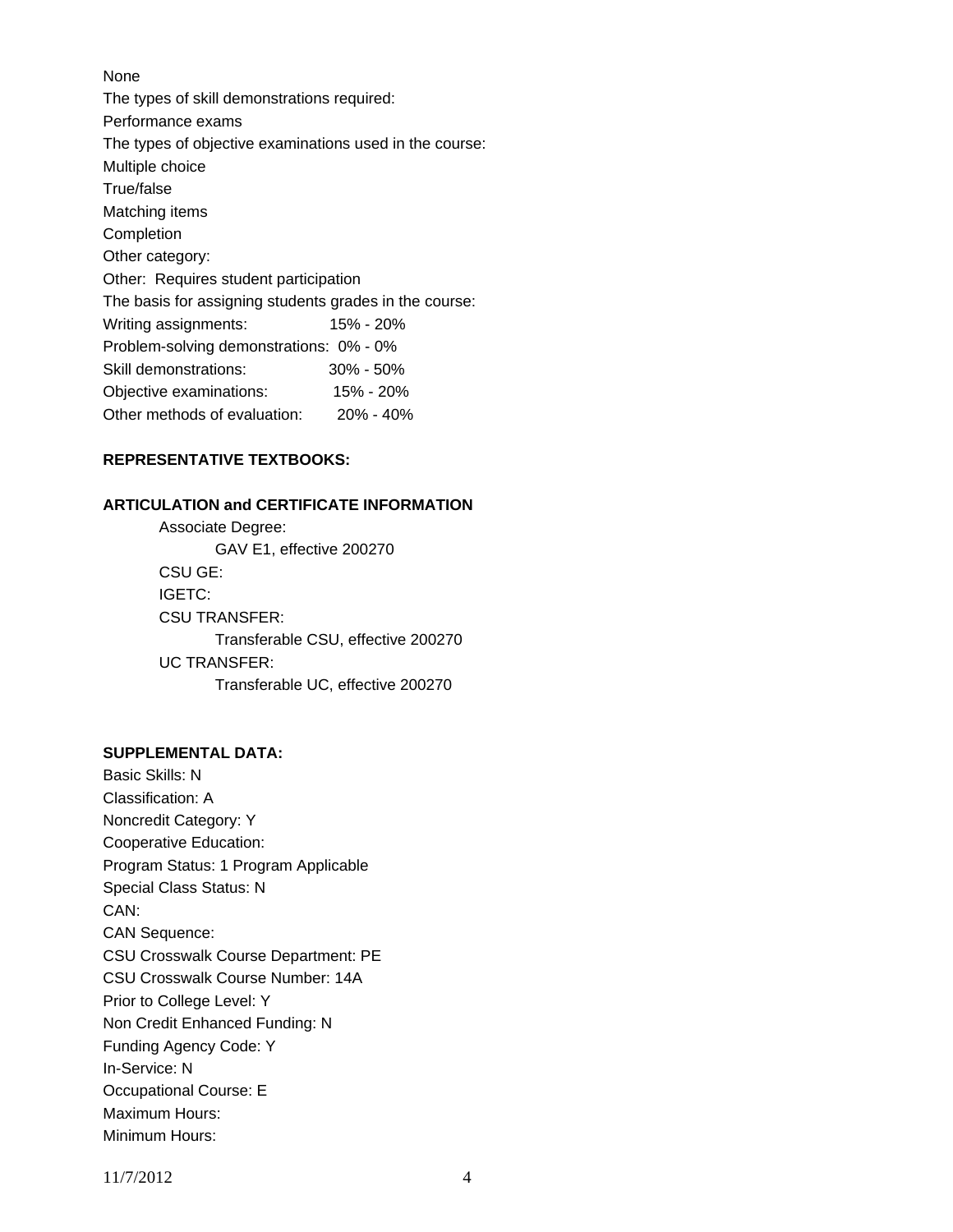None

The types of skill demonstrations required:

Performance exams

The types of objective examinations used in the course:

Multiple choice

True/false

Matching items

Completion

Other category:

Other: Requires student participation

The basis for assigning students grades in the course:

| | |
|---|---|
| Writing assignments: | 15% - 20% |
| Problem-solving demonstrations: | 0% - 0% |
| Skill demonstrations: | 30% - 50% |
| Objective examinations: | 15% - 20% |
| Other methods of evaluation: | 20% - 40% |

**REPRESENTATIVE TEXTBOOKS:**

**ARTICULATION and CERTIFICATE INFORMATION**

Associate Degree:
    GAV E1, effective 200270
CSU GE:
IGETC:
CSU TRANSFER:
    Transferable CSU, effective 200270
UC TRANSFER:
    Transferable UC, effective 200270

**SUPPLEMENTAL DATA:**

Basic Skills: N
Classification: A
Noncredit Category: Y
Cooperative Education:
Program Status: 1 Program Applicable
Special Class Status: N
CAN:
CAN Sequence:
CSU Crosswalk Course Department: PE
CSU Crosswalk Course Number: 14A
Prior to College Level: Y
Non Credit Enhanced Funding: N
Funding Agency Code: Y
In-Service: N
Occupational Course: E
Maximum Hours:
Minimum Hours: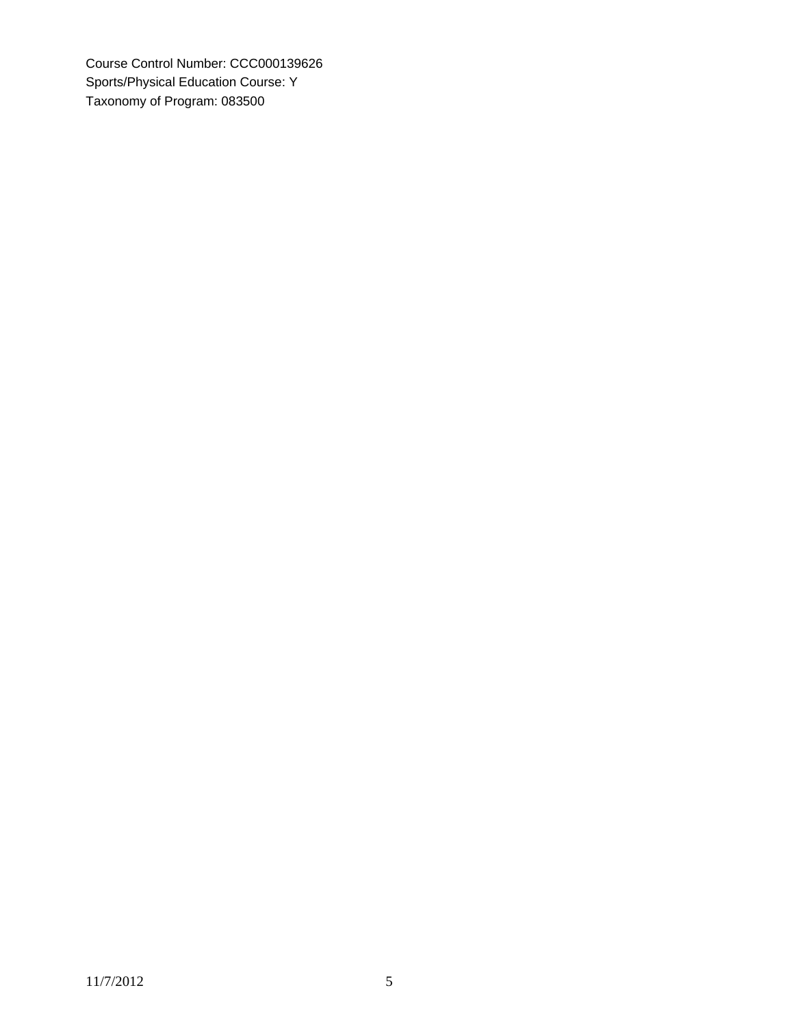Course Control Number: CCC000139626
Sports/Physical Education Course: Y
Taxonomy of Program: 083500